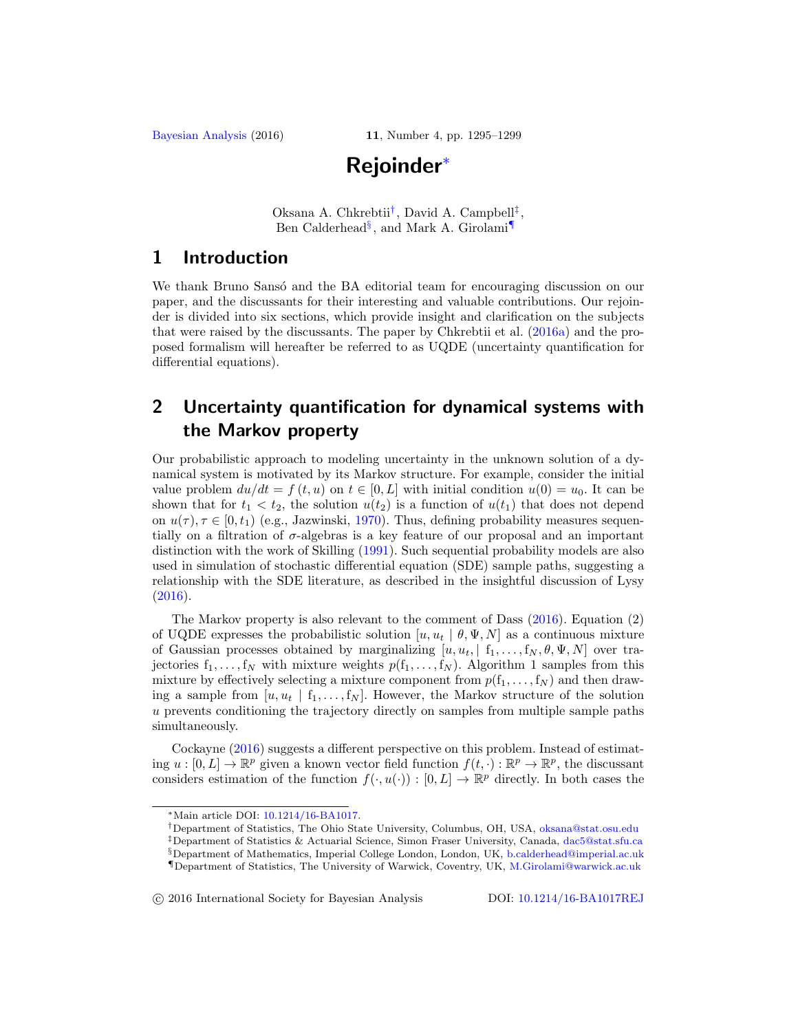# Rejoinder*

Oksana A. Chkrebtii[†], David A. Campbell[‡], Ben Calderhead[§], and Mark A. Girolami[¶]

## 1 Introduction

We thank Bruno Sansó and the BA editorial team for encouraging discussion on our paper, and the discussants for their interesting and valuable contributions. Our rejoinder is divided into six sections, which provide insight and clarification on the subjects that were raised by the discussants. The paper by Chkrebtii et al. (2016a) and the proposed formalism will hereafter be referred to as UQDE (uncertainty quantification for differential equations).

## 2 Uncertainty quantification for dynamical systems with the Markov property

Our probabilistic approach to modeling uncertainty in the unknown solution of a dynamical system is motivated by its Markov structure. For example, consider the initial value problem $du/dt = f(t, u)$ on $t \in [0, L]$ with initial condition $u(0) = u_0$. It can be shown that for $t_1 < t_2$, the solution $u(t_2)$ is a function of $u(t_1)$ that does not depend on $u(\tau), \tau \in [0, t_1)$ (e.g., Jazwinski, 1970). Thus, defining probability measures sequentially on a filtration of $\sigma$-algebras is a key feature of our proposal and an important distinction with the work of Skilling (1991). Such sequential probability models are also used in simulation of stochastic differential equation (SDE) sample paths, suggesting a relationship with the SDE literature, as described in the insightful discussion of Lysy (2016).

The Markov property is also relevant to the comment of Dass (2016). Equation (2) of UQDE expresses the probabilistic solution $[u, u_t \mid \theta, \Psi, N]$ as a continuous mixture of Gaussian processes obtained by marginalizing $[u, u_t, \mid \mathrm{f}_1, \ldots, \mathrm{f}_N, \theta, \Psi, N]$ over trajectories $\mathrm{f}_1, \ldots, \mathrm{f}_N$ with mixture weights $p(\mathrm{f}_1, \ldots, \mathrm{f}_N)$. Algorithm 1 samples from this mixture by effectively selecting a mixture component from $p(\mathrm{f}_1, \ldots, \mathrm{f}_N)$ and then drawing a sample from $[u, u_t \mid \mathrm{f}_1, \ldots, \mathrm{f}_N]$. However, the Markov structure of the solution $u$ prevents conditioning the trajectory directly on samples from multiple sample paths simultaneously.

Cockayne (2016) suggests a different perspective on this problem. Instead of estimating $u : [0, L] \to \mathbb{R}^p$ given a known vector field function $f(t, \cdot) : \mathbb{R}^p \to \mathbb{R}^p$, the discussant considers estimation of the function $f(\cdot, u(\cdot)) : [0, L] \to \mathbb{R}^p$ directly. In both cases the

---

*Main article DOI: 10.1214/16-BA1017.

[†]Department of Statistics, The Ohio State University, Columbus, OH, USA, oksana@stat.osu.edu

[‡]Department of Statistics & Actuarial Science, Simon Fraser University, Canada, dac5@stat.sfu.ca

[§]Department of Mathematics, Imperial College London, London, UK, b.calderhead@imperial.ac.uk

[¶]Department of Statistics, The University of Warwick, Coventry, UK, M.Girolami@warwick.ac.uk

© 2016 International Society for Bayesian Analysis DOI: 10.1214/16-BA1017REJ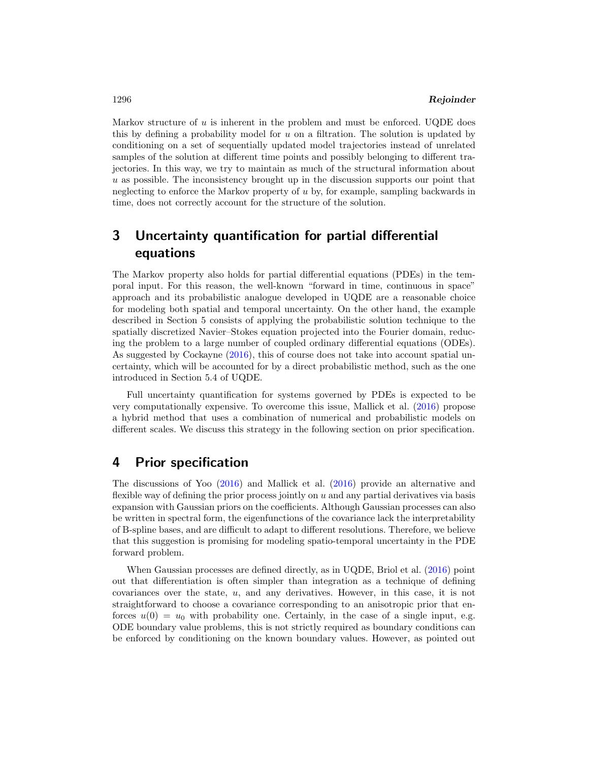Markov structure of $u$ is inherent in the problem and must be enforced. UQDE does this by defining a probability model for $u$ on a filtration. The solution is updated by conditioning on a set of sequentially updated model trajectories instead of unrelated samples of the solution at different time points and possibly belonging to different trajectories. In this way, we try to maintain as much of the structural information about $u$ as possible. The inconsistency brought up in the discussion supports our point that neglecting to enforce the Markov property of $u$ by, for example, sampling backwards in time, does not correctly account for the structure of the solution.

## 3 Uncertainty quantification for partial differential equations

The Markov property also holds for partial differential equations (PDEs) in the temporal input. For this reason, the well-known "forward in time, continuous in space" approach and its probabilistic analogue developed in UQDE are a reasonable choice for modeling both spatial and temporal uncertainty. On the other hand, the example described in Section 5 consists of applying the probabilistic solution technique to the spatially discretized Navier–Stokes equation projected into the Fourier domain, reducing the problem to a large number of coupled ordinary differential equations (ODEs). As suggested by Cockayne (2016), this of course does not take into account spatial uncertainty, which will be accounted for by a direct probabilistic method, such as the one introduced in Section 5.4 of UQDE.

Full uncertainty quantification for systems governed by PDEs is expected to be very computationally expensive. To overcome this issue, Mallick et al. (2016) propose a hybrid method that uses a combination of numerical and probabilistic models on different scales. We discuss this strategy in the following section on prior specification.

## 4 Prior specification

The discussions of Yoo (2016) and Mallick et al. (2016) provide an alternative and flexible way of defining the prior process jointly on $u$ and any partial derivatives via basis expansion with Gaussian priors on the coefficients. Although Gaussian processes can also be written in spectral form, the eigenfunctions of the covariance lack the interpretability of B-spline bases, and are difficult to adapt to different resolutions. Therefore, we believe that this suggestion is promising for modeling spatio-temporal uncertainty in the PDE forward problem.

When Gaussian processes are defined directly, as in UQDE, Briol et al. (2016) point out that differentiation is often simpler than integration as a technique of defining covariances over the state, $u$, and any derivatives. However, in this case, it is not straightforward to choose a covariance corresponding to an anisotropic prior that enforces $u(0) = u_0$ with probability one. Certainly, in the case of a single input, e.g. ODE boundary value problems, this is not strictly required as boundary conditions can be enforced by conditioning on the known boundary values. However, as pointed out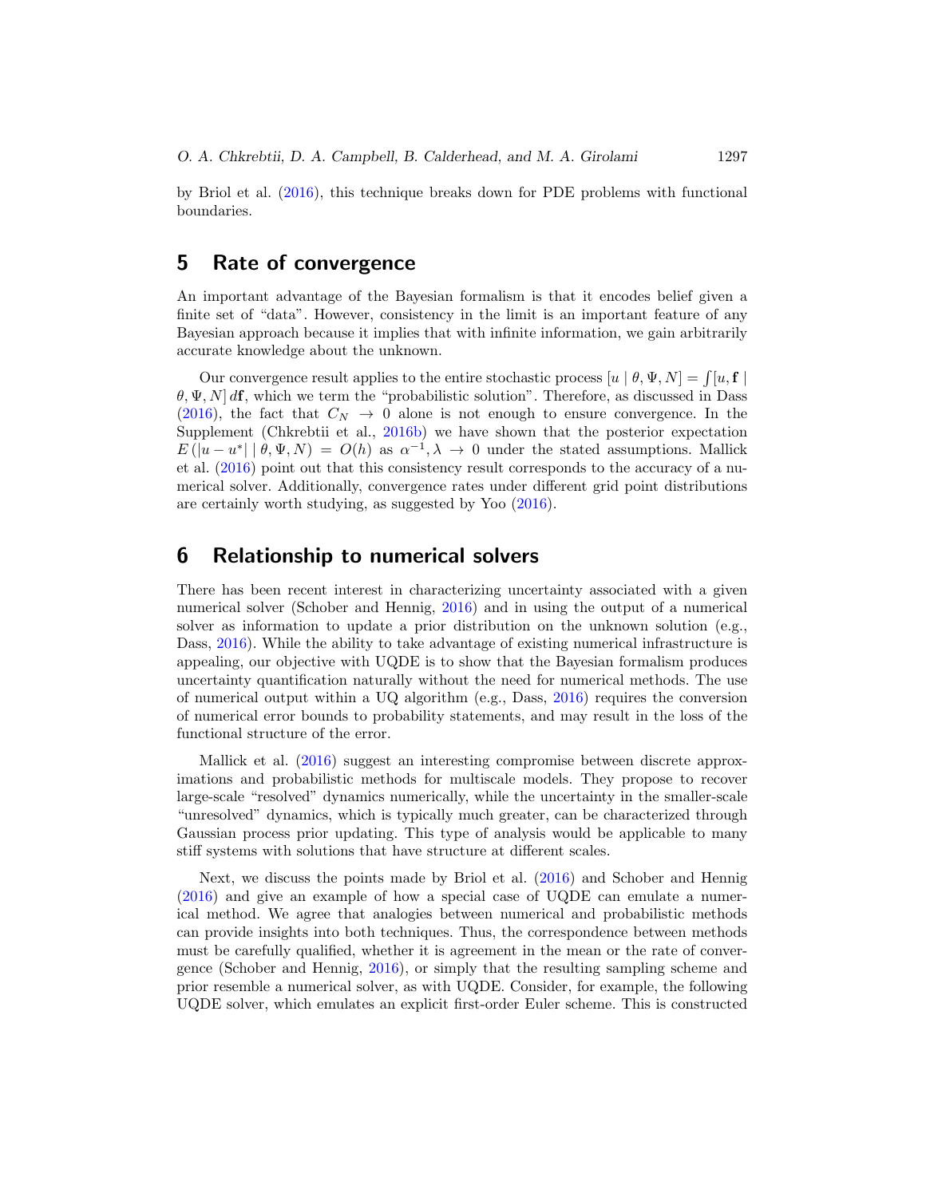by Briol et al. (2016), this technique breaks down for PDE problems with functional boundaries.

## 5 Rate of convergence

An important advantage of the Bayesian formalism is that it encodes belief given a finite set of "data". However, consistency in the limit is an important feature of any Bayesian approach because it implies that with infinite information, we gain arbitrarily accurate knowledge about the unknown.

Our convergence result applies to the entire stochastic process $[u \mid \theta, \Psi, N] = \int [u, \mathbf{f} \mid \theta, \Psi, N] \, d\mathbf{f}$, which we term the "probabilistic solution". Therefore, as discussed in Dass (2016), the fact that $C_N \to 0$ alone is not enough to ensure convergence. In the Supplement (Chkrebtii et al., 2016b) we have shown that the posterior expectation $E\left(|u - u^*| \mid \theta, \Psi, N\right) = O(h)$ as $\alpha^{-1}, \lambda \to 0$ under the stated assumptions. Mallick et al. (2016) point out that this consistency result corresponds to the accuracy of a numerical solver. Additionally, convergence rates under different grid point distributions are certainly worth studying, as suggested by Yoo (2016).

## 6 Relationship to numerical solvers

There has been recent interest in characterizing uncertainty associated with a given numerical solver (Schober and Hennig, 2016) and in using the output of a numerical solver as information to update a prior distribution on the unknown solution (e.g., Dass, 2016). While the ability to take advantage of existing numerical infrastructure is appealing, our objective with UQDE is to show that the Bayesian formalism produces uncertainty quantification naturally without the need for numerical methods. The use of numerical output within a UQ algorithm (e.g., Dass, 2016) requires the conversion of numerical error bounds to probability statements, and may result in the loss of the functional structure of the error.

Mallick et al. (2016) suggest an interesting compromise between discrete approximations and probabilistic methods for multiscale models. They propose to recover large-scale "resolved" dynamics numerically, while the uncertainty in the smaller-scale "unresolved" dynamics, which is typically much greater, can be characterized through Gaussian process prior updating. This type of analysis would be applicable to many stiff systems with solutions that have structure at different scales.

Next, we discuss the points made by Briol et al. (2016) and Schober and Hennig (2016) and give an example of how a special case of UQDE can emulate a numerical method. We agree that analogies between numerical and probabilistic methods can provide insights into both techniques. Thus, the correspondence between methods must be carefully qualified, whether it is agreement in the mean or the rate of convergence (Schober and Hennig, 2016), or simply that the resulting sampling scheme and prior resemble a numerical solver, as with UQDE. Consider, for example, the following UQDE solver, which emulates an explicit first-order Euler scheme. This is constructed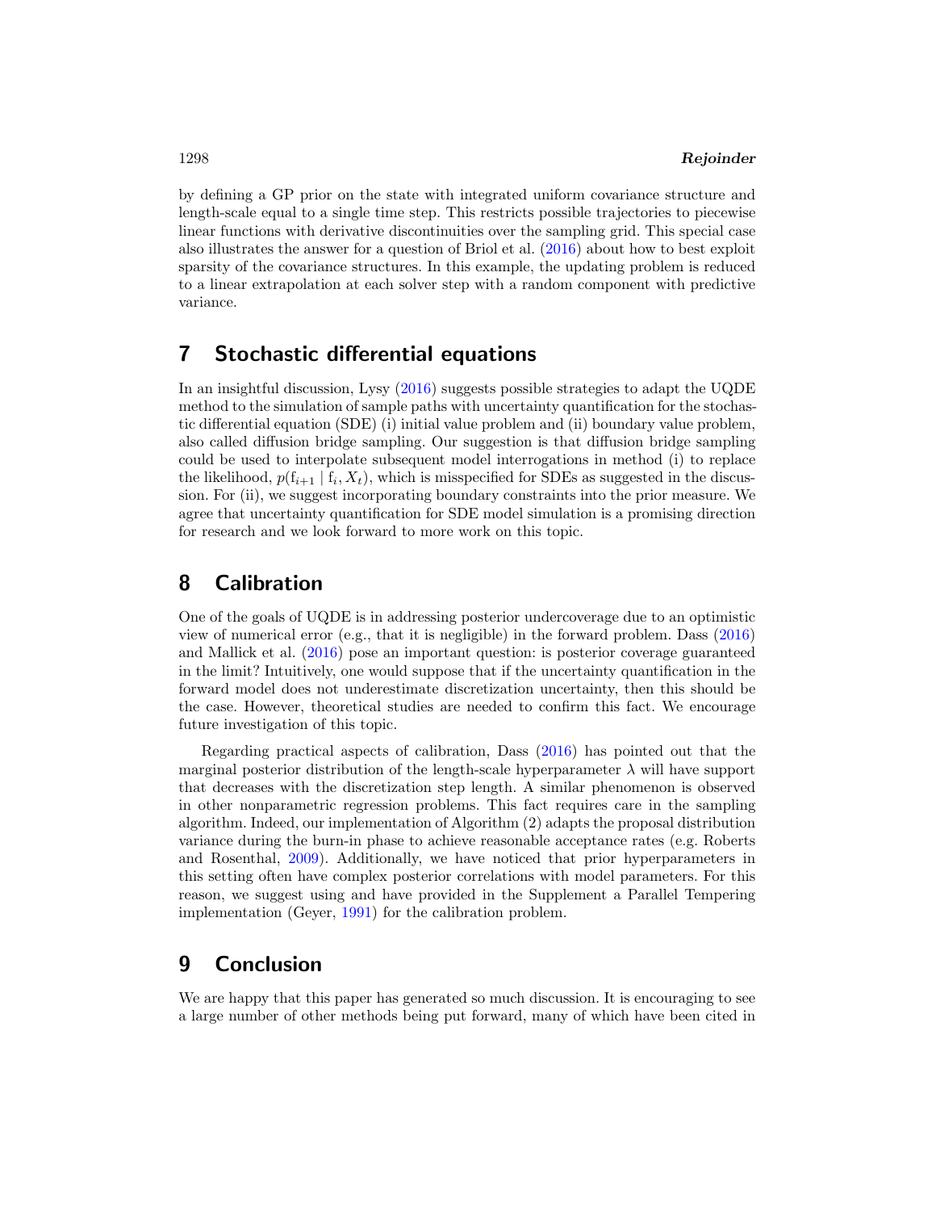by defining a GP prior on the state with integrated uniform covariance structure and length-scale equal to a single time step. This restricts possible trajectories to piecewise linear functions with derivative discontinuities over the sampling grid. This special case also illustrates the answer for a question of Briol et al. (2016) about how to best exploit sparsity of the covariance structures. In this example, the updating problem is reduced to a linear extrapolation at each solver step with a random component with predictive variance.

## 7 Stochastic differential equations

In an insightful discussion, Lysy (2016) suggests possible strategies to adapt the UQDE method to the simulation of sample paths with uncertainty quantification for the stochastic differential equation (SDE) (i) initial value problem and (ii) boundary value problem, also called diffusion bridge sampling. Our suggestion is that diffusion bridge sampling could be used to interpolate subsequent model interrogations in method (i) to replace the likelihood, $p(\mathrm{f}_{i+1} \mid \mathrm{f}_i, X_t)$, which is misspecified for SDEs as suggested in the discussion. For (ii), we suggest incorporating boundary constraints into the prior measure. We agree that uncertainty quantification for SDE model simulation is a promising direction for research and we look forward to more work on this topic.

## 8 Calibration

One of the goals of UQDE is in addressing posterior undercoverage due to an optimistic view of numerical error (e.g., that it is negligible) in the forward problem. Dass (2016) and Mallick et al. (2016) pose an important question: is posterior coverage guaranteed in the limit? Intuitively, one would suppose that if the uncertainty quantification in the forward model does not underestimate discretization uncertainty, then this should be the case. However, theoretical studies are needed to confirm this fact. We encourage future investigation of this topic.

Regarding practical aspects of calibration, Dass (2016) has pointed out that the marginal posterior distribution of the length-scale hyperparameter $\lambda$ will have support that decreases with the discretization step length. A similar phenomenon is observed in other nonparametric regression problems. This fact requires care in the sampling algorithm. Indeed, our implementation of Algorithm (2) adapts the proposal distribution variance during the burn-in phase to achieve reasonable acceptance rates (e.g. Roberts and Rosenthal, 2009). Additionally, we have noticed that prior hyperparameters in this setting often have complex posterior correlations with model parameters. For this reason, we suggest using and have provided in the Supplement a Parallel Tempering implementation (Geyer, 1991) for the calibration problem.

## 9 Conclusion

We are happy that this paper has generated so much discussion. It is encouraging to see a large number of other methods being put forward, many of which have been cited in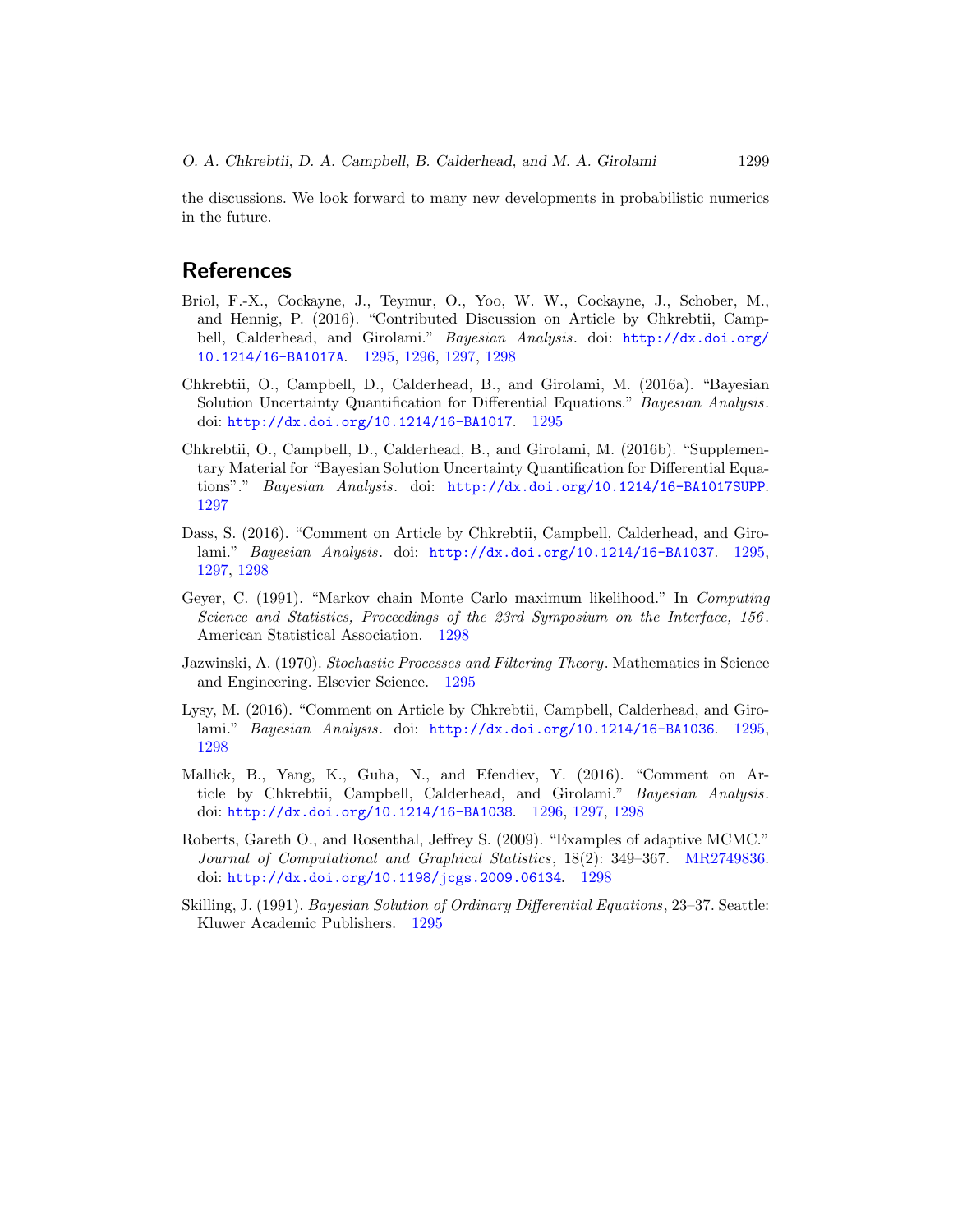the discussions. We look forward to many new developments in probabilistic numerics in the future.

## References

Briol, F.-X., Cockayne, J., Teymur, O., Yoo, W. W., Cockayne, J., Schober, M., and Hennig, P. (2016). "Contributed Discussion on Article by Chkrebtii, Campbell, Calderhead, and Girolami." *Bayesian Analysis*. doi: http://dx.doi.org/10.1214/16-BA1017A. 1295, 1296, 1297, 1298

Chkrebtii, O., Campbell, D., Calderhead, B., and Girolami, M. (2016a). "Bayesian Solution Uncertainty Quantification for Differential Equations." *Bayesian Analysis*. doi: http://dx.doi.org/10.1214/16-BA1017. 1295

Chkrebtii, O., Campbell, D., Calderhead, B., and Girolami, M. (2016b). "Supplementary Material for "Bayesian Solution Uncertainty Quantification for Differential Equations"." *Bayesian Analysis*. doi: http://dx.doi.org/10.1214/16-BA1017SUPP. 1297

Dass, S. (2016). "Comment on Article by Chkrebtii, Campbell, Calderhead, and Girolami." *Bayesian Analysis*. doi: http://dx.doi.org/10.1214/16-BA1037. 1295, 1297, 1298

Geyer, C. (1991). "Markov chain Monte Carlo maximum likelihood." In *Computing Science and Statistics, Proceedings of the 23rd Symposium on the Interface, 156*. American Statistical Association. 1298

Jazwinski, A. (1970). *Stochastic Processes and Filtering Theory*. Mathematics in Science and Engineering. Elsevier Science. 1295

Lysy, M. (2016). "Comment on Article by Chkrebtii, Campbell, Calderhead, and Girolami." *Bayesian Analysis*. doi: http://dx.doi.org/10.1214/16-BA1036. 1295, 1298

Mallick, B., Yang, K., Guha, N., and Efendiev, Y. (2016). "Comment on Article by Chkrebtii, Campbell, Calderhead, and Girolami." *Bayesian Analysis*. doi: http://dx.doi.org/10.1214/16-BA1038. 1296, 1297, 1298

Roberts, Gareth O., and Rosenthal, Jeffrey S. (2009). "Examples of adaptive MCMC." *Journal of Computational and Graphical Statistics*, 18(2): 349–367. MR2749836. doi: http://dx.doi.org/10.1198/jcgs.2009.06134. 1298

Skilling, J. (1991). *Bayesian Solution of Ordinary Differential Equations*, 23–37. Seattle: Kluwer Academic Publishers. 1295